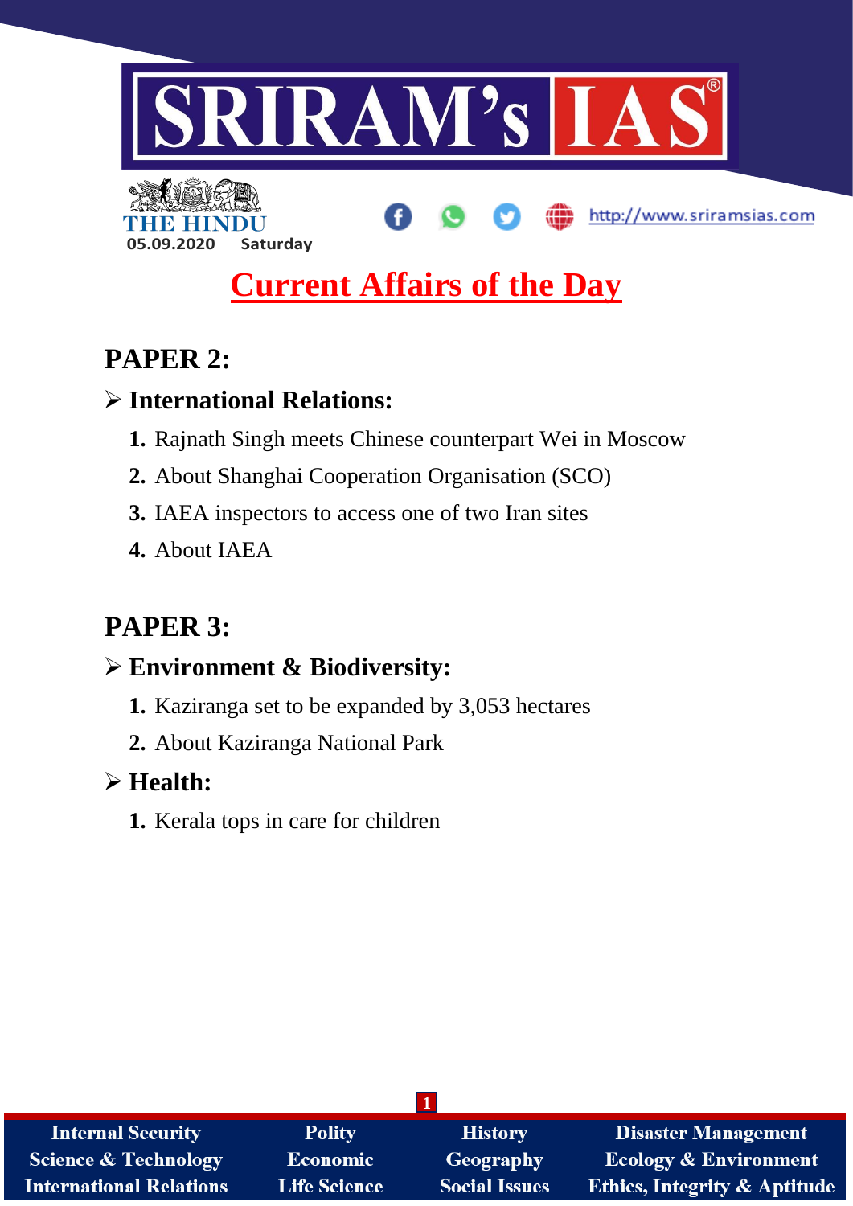# SRIRAM's IAS

THE HINDU

05.09.2020 Saturday

http://www.sriramsias.com

# Current Affairs of the Day

## PAPER 2:

### ➢ International Relations:

1. Rajnath Singh meets Chinese counterpart Wei in Moscow
2. About Shanghai Cooperation Organisation (SCO)
3. IAEA inspectors to access one of two Iran sites
4. About IAEA

## PAPER 3:

### ➢ Environment & Biodiversity:

1. Kaziranga set to be expanded by 3,053 hectares
2. About Kaziranga National Park

### ➢ Health:

1. Kerala tops in care for children

| Internal Security | Polity | History | Disaster Management |
|---|---|---|---|
| Science & Technology | Economic | Geography | Ecology & Environment |
| International Relations | Life Science | Social Issues | Ethics, Integrity & Aptitude |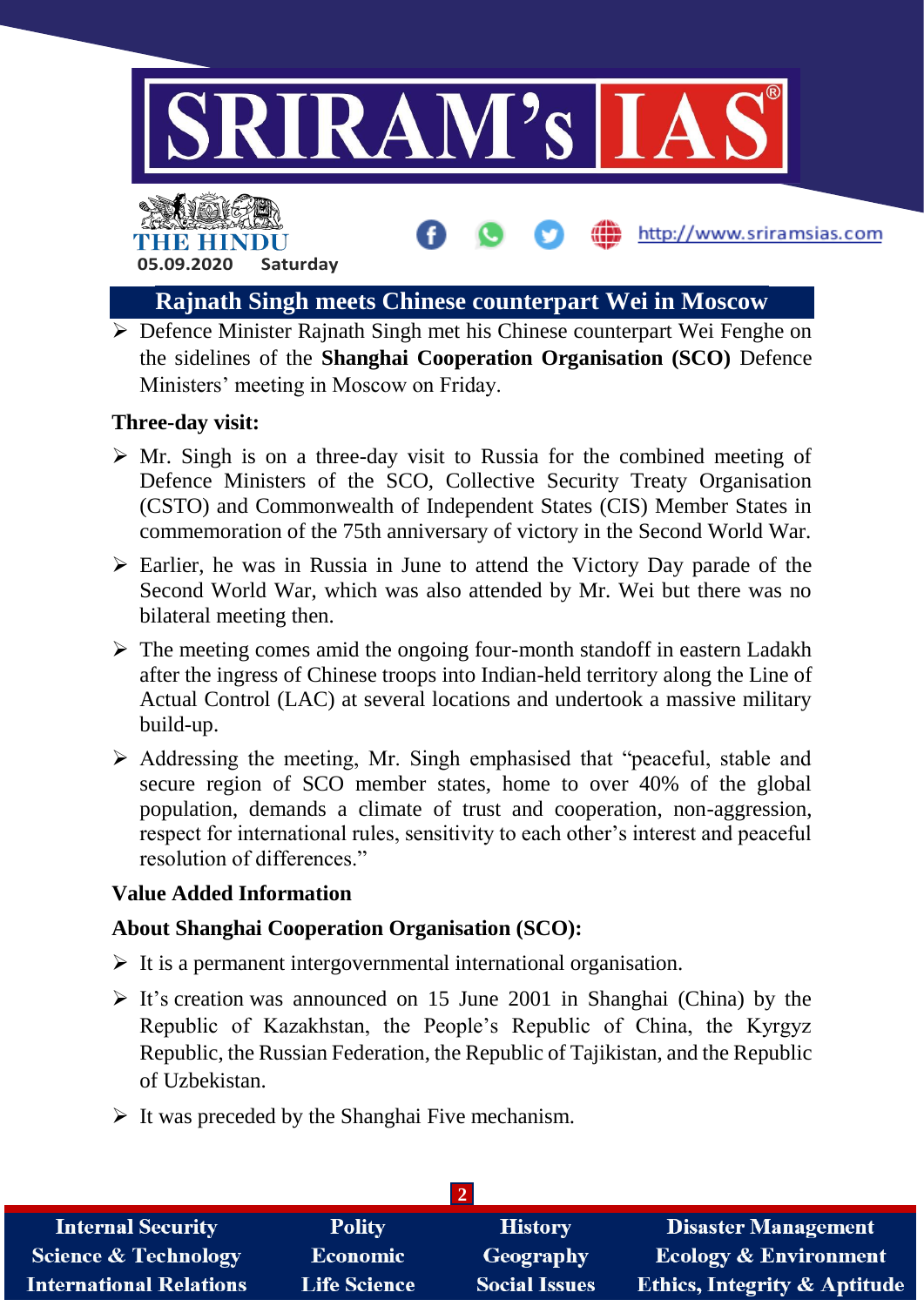## Rajnath Singh meets Chinese counterpart Wei in Moscow

- Defence Minister Rajnath Singh met his Chinese counterpart Wei Fenghe on the sidelines of the **Shanghai Cooperation Organisation (SCO)** Defence Ministers' meeting in Moscow on Friday.

**Three-day visit:**

- Mr. Singh is on a three-day visit to Russia for the combined meeting of Defence Ministers of the SCO, Collective Security Treaty Organisation (CSTO) and Commonwealth of Independent States (CIS) Member States in commemoration of the 75th anniversary of victory in the Second World War.
- Earlier, he was in Russia in June to attend the Victory Day parade of the Second World War, which was also attended by Mr. Wei but there was no bilateral meeting then.
- The meeting comes amid the ongoing four-month standoff in eastern Ladakh after the ingress of Chinese troops into Indian-held territory along the Line of Actual Control (LAC) at several locations and undertook a massive military build-up.
- Addressing the meeting, Mr. Singh emphasised that "peaceful, stable and secure region of SCO member states, home to over 40% of the global population, demands a climate of trust and cooperation, non-aggression, respect for international rules, sensitivity to each other's interest and peaceful resolution of differences."

**Value Added Information**

**About Shanghai Cooperation Organisation (SCO):**

- It is a permanent intergovernmental international organisation.
- It's creation was announced on 15 June 2001 in Shanghai (China) by the Republic of Kazakhstan, the People's Republic of China, the Kyrgyz Republic, the Russian Federation, the Republic of Tajikistan, and the Republic of Uzbekistan.
- It was preceded by the Shanghai Five mechanism.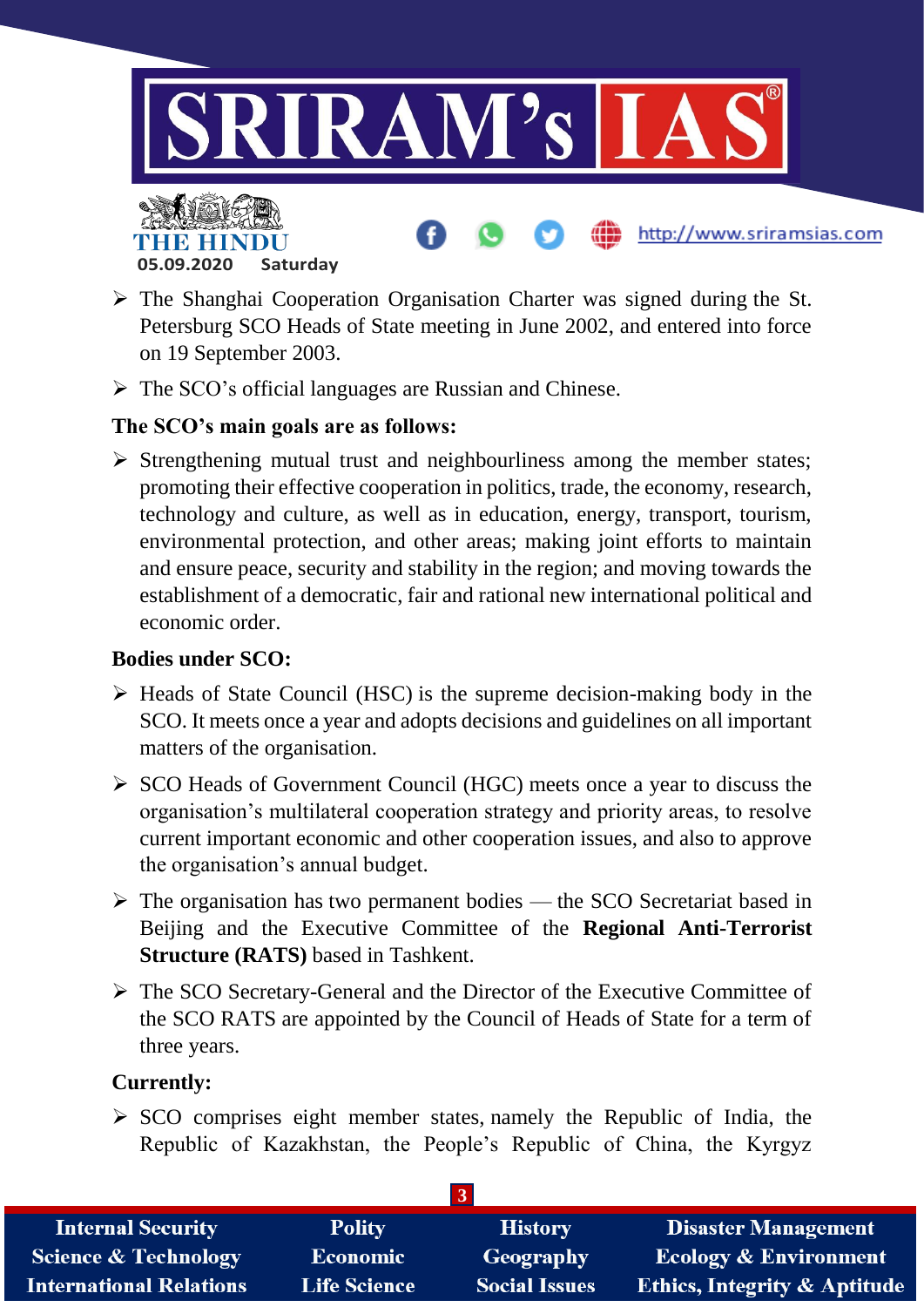- The Shanghai Cooperation Organisation Charter was signed during the St. Petersburg SCO Heads of State meeting in June 2002, and entered into force on 19 September 2003.
- The SCO's official languages are Russian and Chinese.

**The SCO's main goals are as follows:**

- Strengthening mutual trust and neighbourliness among the member states; promoting their effective cooperation in politics, trade, the economy, research, technology and culture, as well as in education, energy, transport, tourism, environmental protection, and other areas; making joint efforts to maintain and ensure peace, security and stability in the region; and moving towards the establishment of a democratic, fair and rational new international political and economic order.

**Bodies under SCO:**

- Heads of State Council (HSC) is the supreme decision-making body in the SCO. It meets once a year and adopts decisions and guidelines on all important matters of the organisation.
- SCO Heads of Government Council (HGC) meets once a year to discuss the organisation's multilateral cooperation strategy and priority areas, to resolve current important economic and other cooperation issues, and also to approve the organisation's annual budget.
- The organisation has two permanent bodies — the SCO Secretariat based in Beijing and the Executive Committee of the **Regional Anti-Terrorist Structure (RATS)** based in Tashkent.
- The SCO Secretary-General and the Director of the Executive Committee of the SCO RATS are appointed by the Council of Heads of State for a term of three years.

**Currently:**

- SCO comprises eight member states, namely the Republic of India, the Republic of Kazakhstan, the People's Republic of China, the Kyrgyz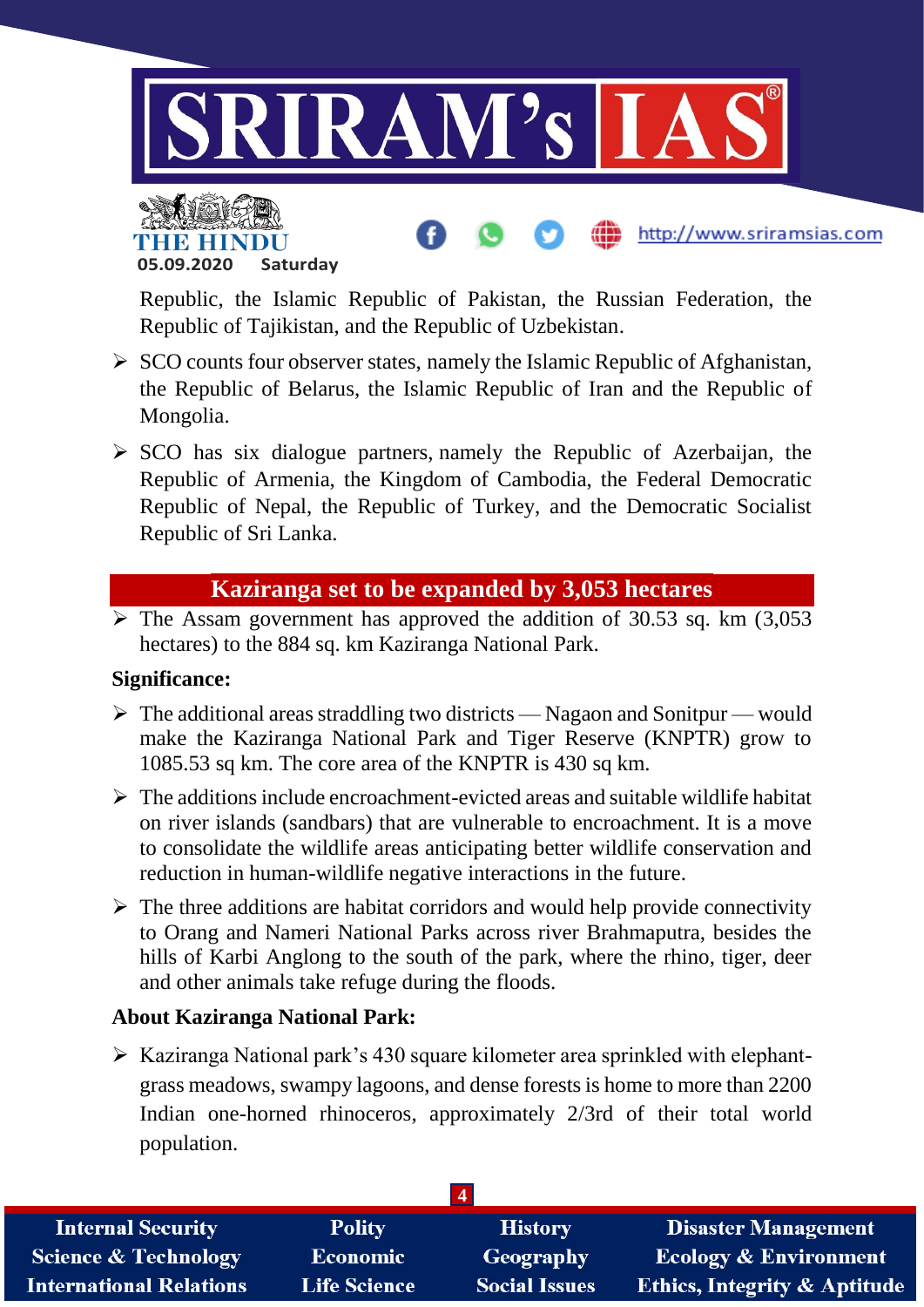Republic, the Islamic Republic of Pakistan, the Russian Federation, the Republic of Tajikistan, and the Republic of Uzbekistan.

- SCO counts four observer states, namely the Islamic Republic of Afghanistan, the Republic of Belarus, the Islamic Republic of Iran and the Republic of Mongolia.
- SCO has six dialogue partners, namely the Republic of Azerbaijan, the Republic of Armenia, the Kingdom of Cambodia, the Federal Democratic Republic of Nepal, the Republic of Turkey, and the Democratic Socialist Republic of Sri Lanka.

## Kaziranga set to be expanded by 3,053 hectares

- The Assam government has approved the addition of 30.53 sq. km (3,053 hectares) to the 884 sq. km Kaziranga National Park.

**Significance:**

- The additional areas straddling two districts — Nagaon and Sonitpur — would make the Kaziranga National Park and Tiger Reserve (KNPTR) grow to 1085.53 sq km. The core area of the KNPTR is 430 sq km.
- The additions include encroachment-evicted areas and suitable wildlife habitat on river islands (sandbars) that are vulnerable to encroachment. It is a move to consolidate the wildlife areas anticipating better wildlife conservation and reduction in human-wildlife negative interactions in the future.
- The three additions are habitat corridors and would help provide connectivity to Orang and Nameri National Parks across river Brahmaputra, besides the hills of Karbi Anglong to the south of the park, where the rhino, tiger, deer and other animals take refuge during the floods.

**About Kaziranga National Park:**

- Kaziranga National park's 430 square kilometer area sprinkled with elephant-grass meadows, swampy lagoons, and dense forests is home to more than 2200 Indian one-horned rhinoceros, approximately 2/3rd of their total world population.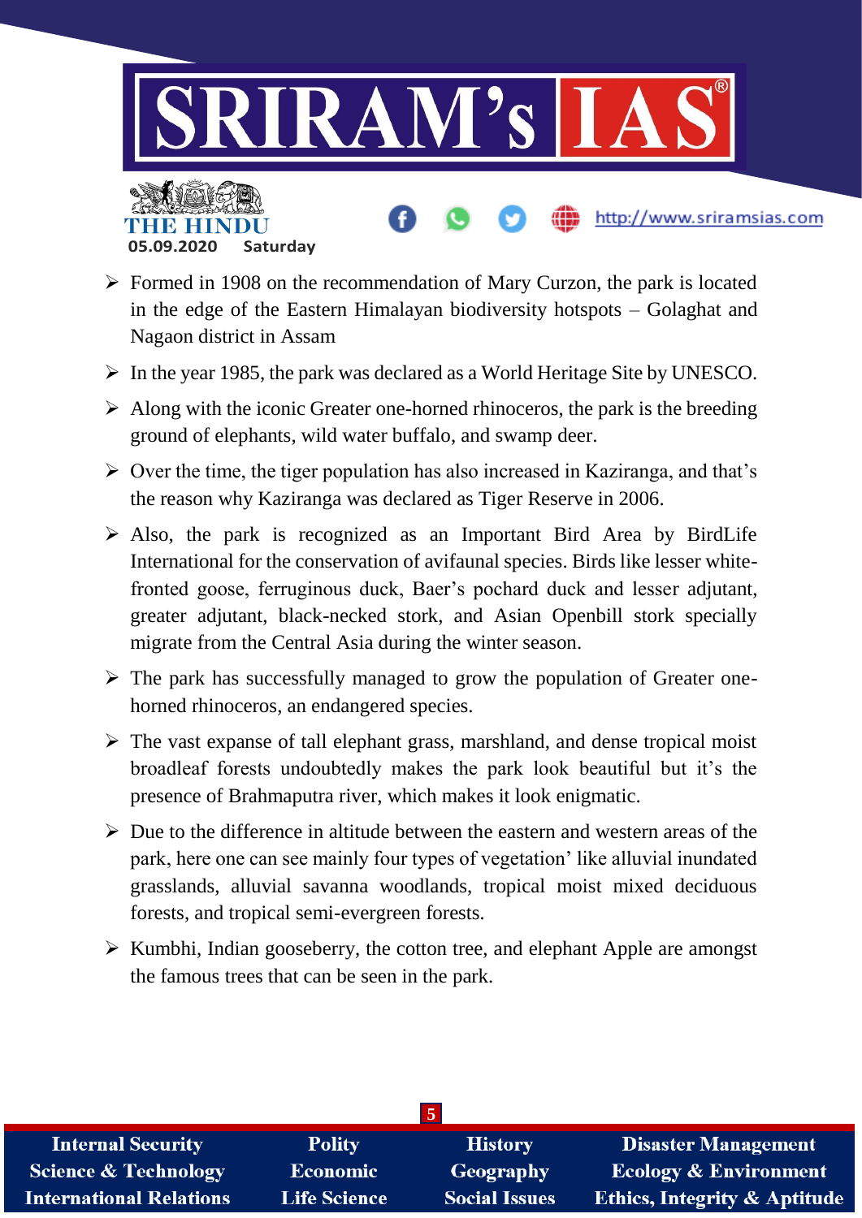- Formed in 1908 on the recommendation of Mary Curzon, the park is located in the edge of the Eastern Himalayan biodiversity hotspots – Golaghat and Nagaon district in Assam
- In the year 1985, the park was declared as a World Heritage Site by UNESCO.
- Along with the iconic Greater one-horned rhinoceros, the park is the breeding ground of elephants, wild water buffalo, and swamp deer.
- Over the time, the tiger population has also increased in Kaziranga, and that's the reason why Kaziranga was declared as Tiger Reserve in 2006.
- Also, the park is recognized as an Important Bird Area by BirdLife International for the conservation of avifaunal species. Birds like lesser white-fronted goose, ferruginous duck, Baer's pochard duck and lesser adjutant, greater adjutant, black-necked stork, and Asian Openbill stork specially migrate from the Central Asia during the winter season.
- The park has successfully managed to grow the population of Greater one-horned rhinoceros, an endangered species.
- The vast expanse of tall elephant grass, marshland, and dense tropical moist broadleaf forests undoubtedly makes the park look beautiful but it's the presence of Brahmaputra river, which makes it look enigmatic.
- Due to the difference in altitude between the eastern and western areas of the park, here one can see mainly four types of vegetation' like alluvial inundated grasslands, alluvial savanna woodlands, tropical moist mixed deciduous forests, and tropical semi-evergreen forests.
- Kumbhi, Indian gooseberry, the cotton tree, and elephant Apple are amongst the famous trees that can be seen in the park.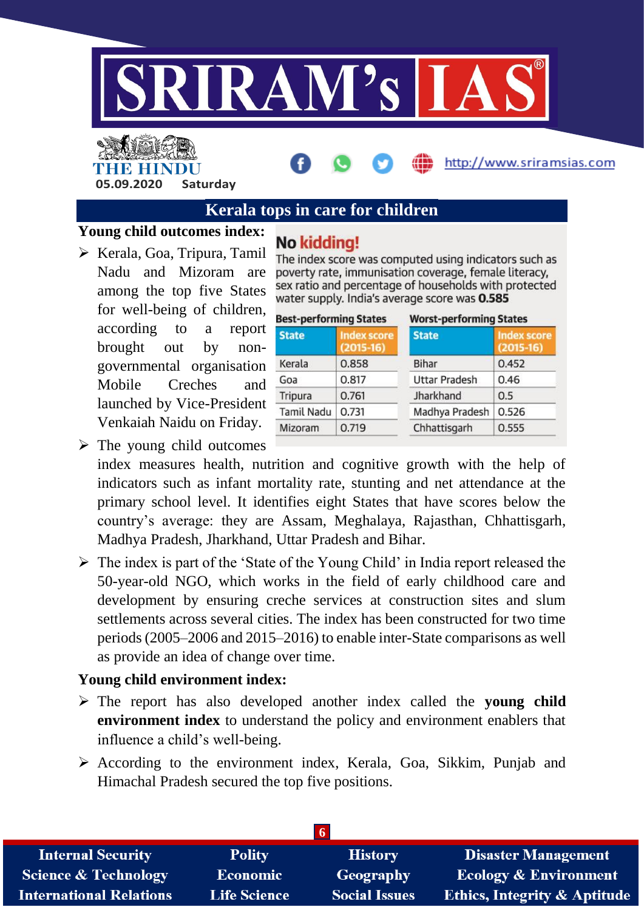## Kerala tops in care for children

**Young child outcomes index:**

- Kerala, Goa, Tripura, Tamil Nadu and Mizoram are among the top five States for well-being of children, according to a report brought out by non-governmental organisation Mobile Creches and launched by Vice-President Venkaiah Naidu on Friday.

**No kidding!**

The index score was computed using indicators such as poverty rate, immunisation coverage, female literacy, sex ratio and percentage of households with protected water supply. India's average score was **0.585**

**Best-performing States**

| State | Index score (2015-16) |
|---|---|
| Kerala | 0.858 |
| Goa | 0.817 |
| Tripura | 0.761 |
| Tamil Nadu | 0.731 |
| Mizoram | 0.719 |

**Worst-performing States**

| State | Index score (2015-16) |
|---|---|
| Bihar | 0.452 |
| Uttar Pradesh | 0.46 |
| Jharkhand | 0.5 |
| Madhya Pradesh | 0.526 |
| Chhattisgarh | 0.555 |

- The young child outcomes index measures health, nutrition and cognitive growth with the help of indicators such as infant mortality rate, stunting and net attendance at the primary school level. It identifies eight States that have scores below the country's average: they are Assam, Meghalaya, Rajasthan, Chhattisgarh, Madhya Pradesh, Jharkhand, Uttar Pradesh and Bihar.
- The index is part of the 'State of the Young Child' in India report released the 50-year-old NGO, which works in the field of early childhood care and development by ensuring creche services at construction sites and slum settlements across several cities. The index has been constructed for two time periods (2005–2006 and 2015–2016) to enable inter-State comparisons as well as provide an idea of change over time.

**Young child environment index:**

- The report has also developed another index called the **young child environment index** to understand the policy and environment enablers that influence a child's well-being.
- According to the environment index, Kerala, Goa, Sikkim, Punjab and Himachal Pradesh secured the top five positions.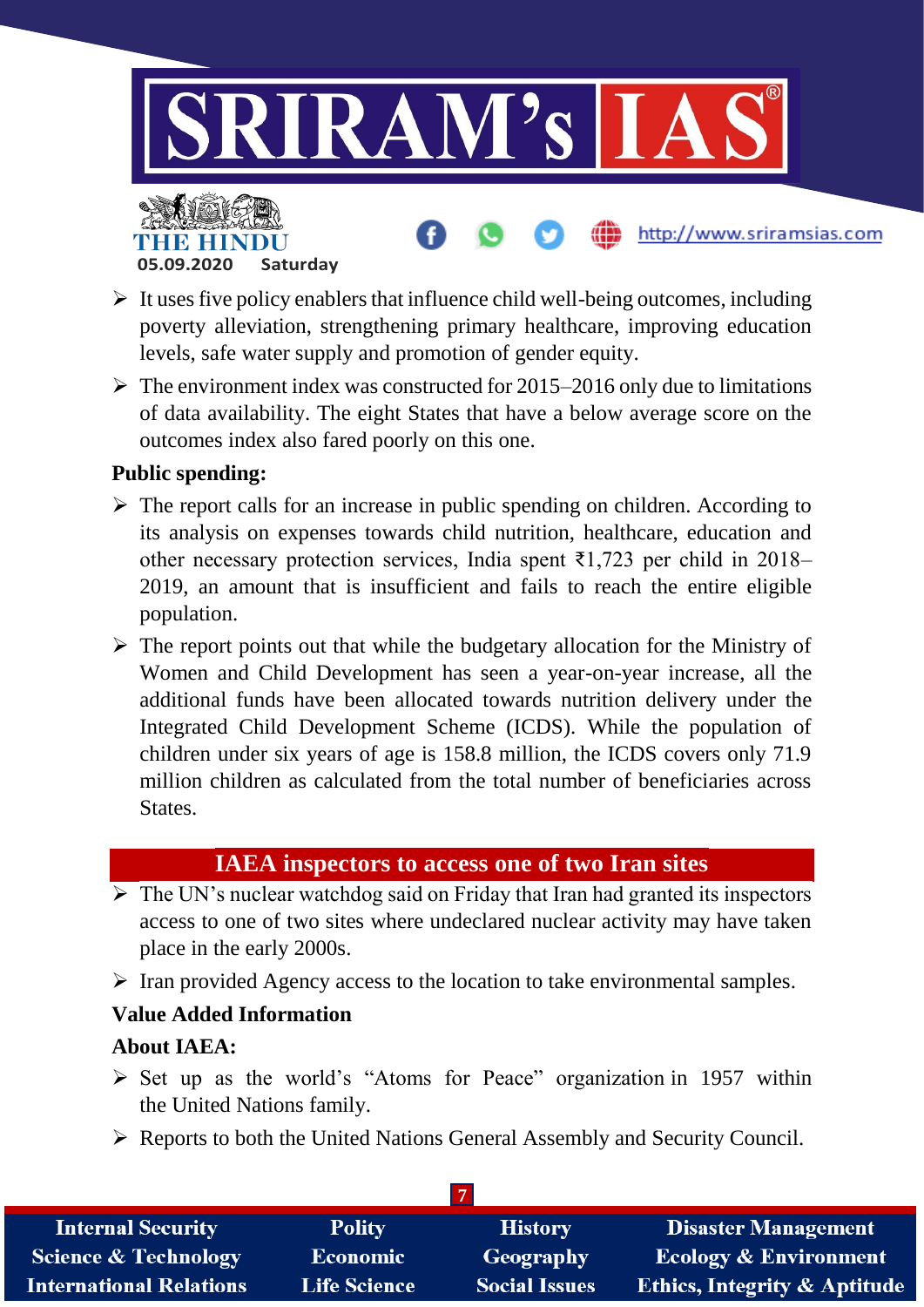- It uses five policy enablers that influence child well-being outcomes, including poverty alleviation, strengthening primary healthcare, improving education levels, safe water supply and promotion of gender equity.
- The environment index was constructed for 2015–2016 only due to limitations of data availability. The eight States that have a below average score on the outcomes index also fared poorly on this one.

**Public spending:**

- The report calls for an increase in public spending on children. According to its analysis on expenses towards child nutrition, healthcare, education and other necessary protection services, India spent ₹1,723 per child in 2018–2019, an amount that is insufficient and fails to reach the entire eligible population.
- The report points out that while the budgetary allocation for the Ministry of Women and Child Development has seen a year-on-year increase, all the additional funds have been allocated towards nutrition delivery under the Integrated Child Development Scheme (ICDS). While the population of children under six years of age is 158.8 million, the ICDS covers only 71.9 million children as calculated from the total number of beneficiaries across States.

## IAEA inspectors to access one of two Iran sites

- The UN's nuclear watchdog said on Friday that Iran had granted its inspectors access to one of two sites where undeclared nuclear activity may have taken place in the early 2000s.
- Iran provided Agency access to the location to take environmental samples.

**Value Added Information**

**About IAEA:**

- Set up as the world's "Atoms for Peace" organization in 1957 within the United Nations family.
- Reports to both the United Nations General Assembly and Security Council.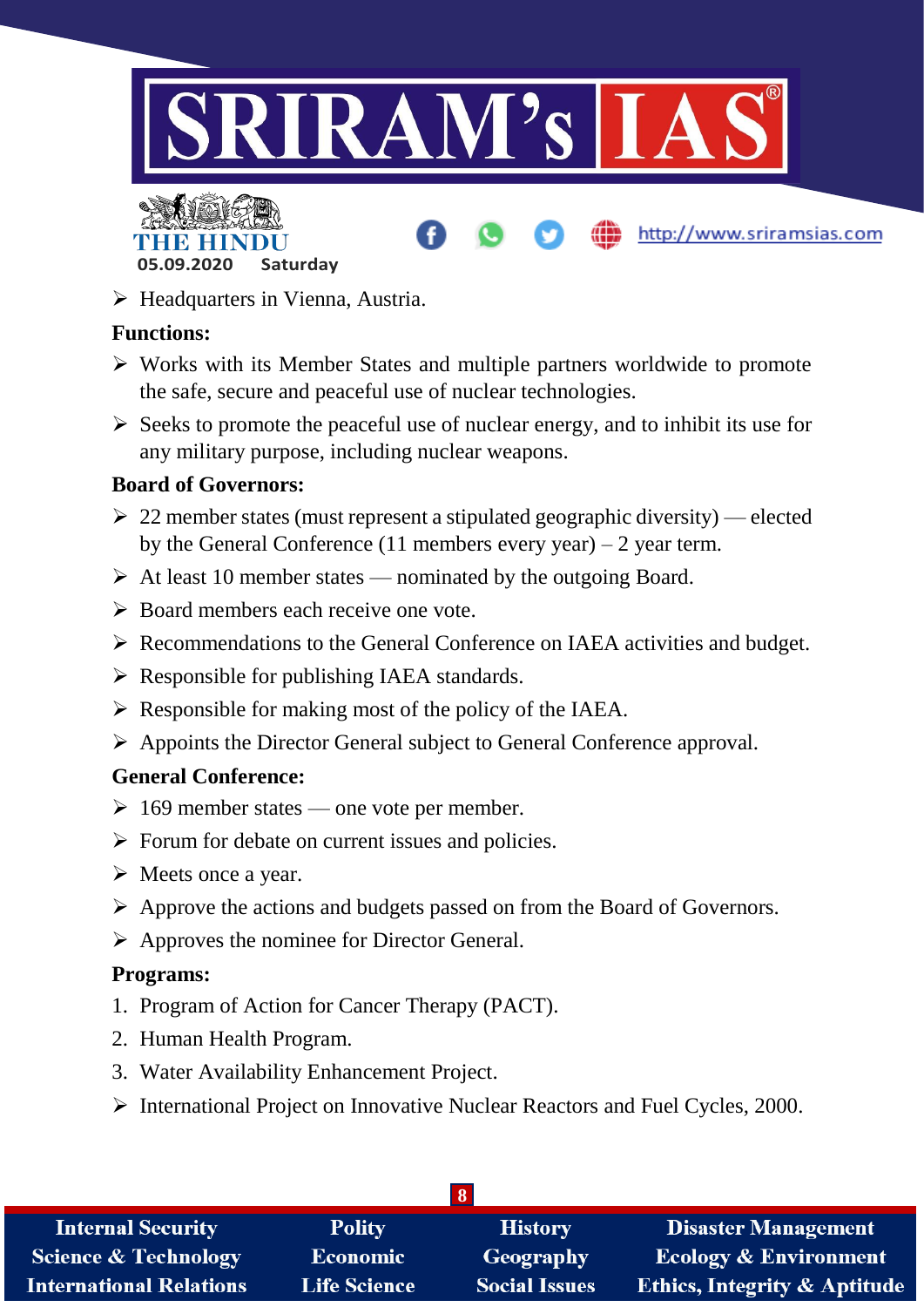- Headquarters in Vienna, Austria.

**Functions:**

- Works with its Member States and multiple partners worldwide to promote the safe, secure and peaceful use of nuclear technologies.
- Seeks to promote the peaceful use of nuclear energy, and to inhibit its use for any military purpose, including nuclear weapons.

**Board of Governors:**

- 22 member states (must represent a stipulated geographic diversity) — elected by the General Conference (11 members every year) – 2 year term.
- At least 10 member states — nominated by the outgoing Board.
- Board members each receive one vote.
- Recommendations to the General Conference on IAEA activities and budget.
- Responsible for publishing IAEA standards.
- Responsible for making most of the policy of the IAEA.
- Appoints the Director General subject to General Conference approval.

**General Conference:**

- 169 member states — one vote per member.
- Forum for debate on current issues and policies.
- Meets once a year.
- Approve the actions and budgets passed on from the Board of Governors.
- Approves the nominee for Director General.

**Programs:**

1. Program of Action for Cancer Therapy (PACT).
2. Human Health Program.
3. Water Availability Enhancement Project.

- International Project on Innovative Nuclear Reactors and Fuel Cycles, 2000.